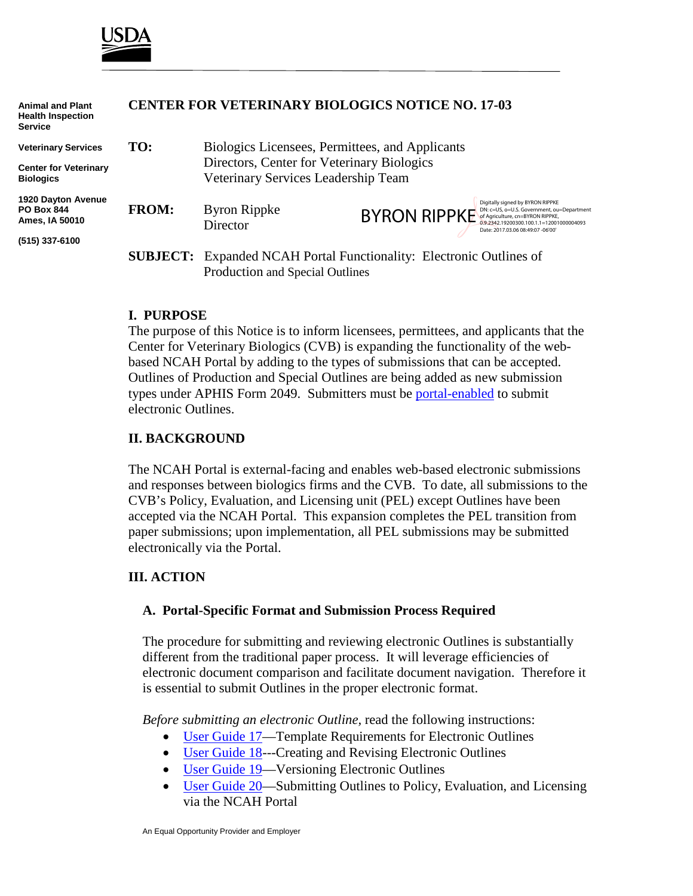USDA

Animal and Plant Health Inspection Service

Veterinary Services

Center for Veterinary Biologics

1920 Dayton Avenue
PO Box 844
Ames, IA 50010

(515) 337-6100

**CENTER FOR VETERINARY BIOLOGICS NOTICE NO. 17-03**

**TO:** Biologics Licensees, Permittees, and Applicants
Directors, Center for Veterinary Biologics
Veterinary Services Leadership Team

**FROM:** Byron Rippke
Director

BYRON RIPPKE
Digitally signed by BYRON RIPPKE
DN: c=US, o=U.S. Government, ou=Department of Agriculture, cn=BYRON RIPPKE, 0.9.2342.19200300.100.1.1=12001000004093
Date: 2017.03.06 08:49:07 -06'00'

**SUBJECT:** Expanded NCAH Portal Functionality: Electronic Outlines of Production and Special Outlines

## I. PURPOSE

The purpose of this Notice is to inform licensees, permittees, and applicants that the Center for Veterinary Biologics (CVB) is expanding the functionality of the web-based NCAH Portal by adding to the types of submissions that can be accepted. Outlines of Production and Special Outlines are being added as new submission types under APHIS Form 2049. Submitters must be portal-enabled to submit electronic Outlines.

## II. BACKGROUND

The NCAH Portal is external-facing and enables web-based electronic submissions and responses between biologics firms and the CVB. To date, all submissions to the CVB's Policy, Evaluation, and Licensing unit (PEL) except Outlines have been accepted via the NCAH Portal. This expansion completes the PEL transition from paper submissions; upon implementation, all PEL submissions may be submitted electronically via the Portal.

## III. ACTION

### A. Portal-Specific Format and Submission Process Required

The procedure for submitting and reviewing electronic Outlines is substantially different from the traditional paper process. It will leverage efficiencies of electronic document comparison and facilitate document navigation. Therefore it is essential to submit Outlines in the proper electronic format.

*Before submitting an electronic Outline,* read the following instructions:

- User Guide 17—Template Requirements for Electronic Outlines
- User Guide 18---Creating and Revising Electronic Outlines
- User Guide 19—Versioning Electronic Outlines
- User Guide 20—Submitting Outlines to Policy, Evaluation, and Licensing via the NCAH Portal

An Equal Opportunity Provider and Employer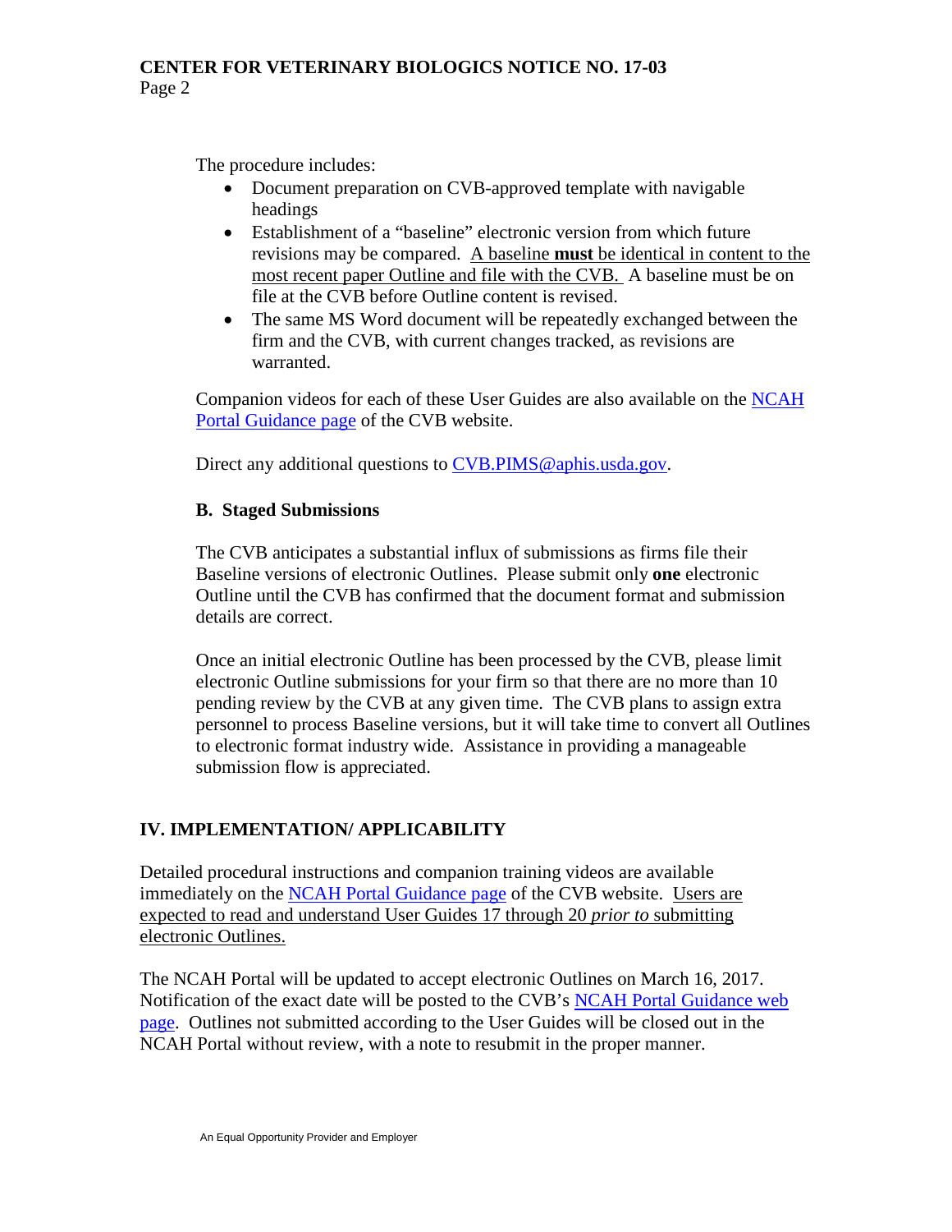The procedure includes:

- Document preparation on CVB-approved template with navigable headings
- Establishment of a "baseline" electronic version from which future revisions may be compared. A baseline **must** be identical in content to the most recent paper Outline and file with the CVB. A baseline must be on file at the CVB before Outline content is revised.
- The same MS Word document will be repeatedly exchanged between the firm and the CVB, with current changes tracked, as revisions are warranted.

Companion videos for each of these User Guides are also available on the NCAH Portal Guidance page of the CVB website.

Direct any additional questions to CVB.PIMS@aphis.usda.gov.

### B. Staged Submissions

The CVB anticipates a substantial influx of submissions as firms file their Baseline versions of electronic Outlines. Please submit only **one** electronic Outline until the CVB has confirmed that the document format and submission details are correct.

Once an initial electronic Outline has been processed by the CVB, please limit electronic Outline submissions for your firm so that there are no more than 10 pending review by the CVB at any given time. The CVB plans to assign extra personnel to process Baseline versions, but it will take time to convert all Outlines to electronic format industry wide. Assistance in providing a manageable submission flow is appreciated.

## IV. IMPLEMENTATION/ APPLICABILITY

Detailed procedural instructions and companion training videos are available immediately on the NCAH Portal Guidance page of the CVB website. Users are expected to read and understand User Guides 17 through 20 *prior to* submitting electronic Outlines.

The NCAH Portal will be updated to accept electronic Outlines on March 16, 2017. Notification of the exact date will be posted to the CVB's NCAH Portal Guidance web page. Outlines not submitted according to the User Guides will be closed out in the NCAH Portal without review, with a note to resubmit in the proper manner.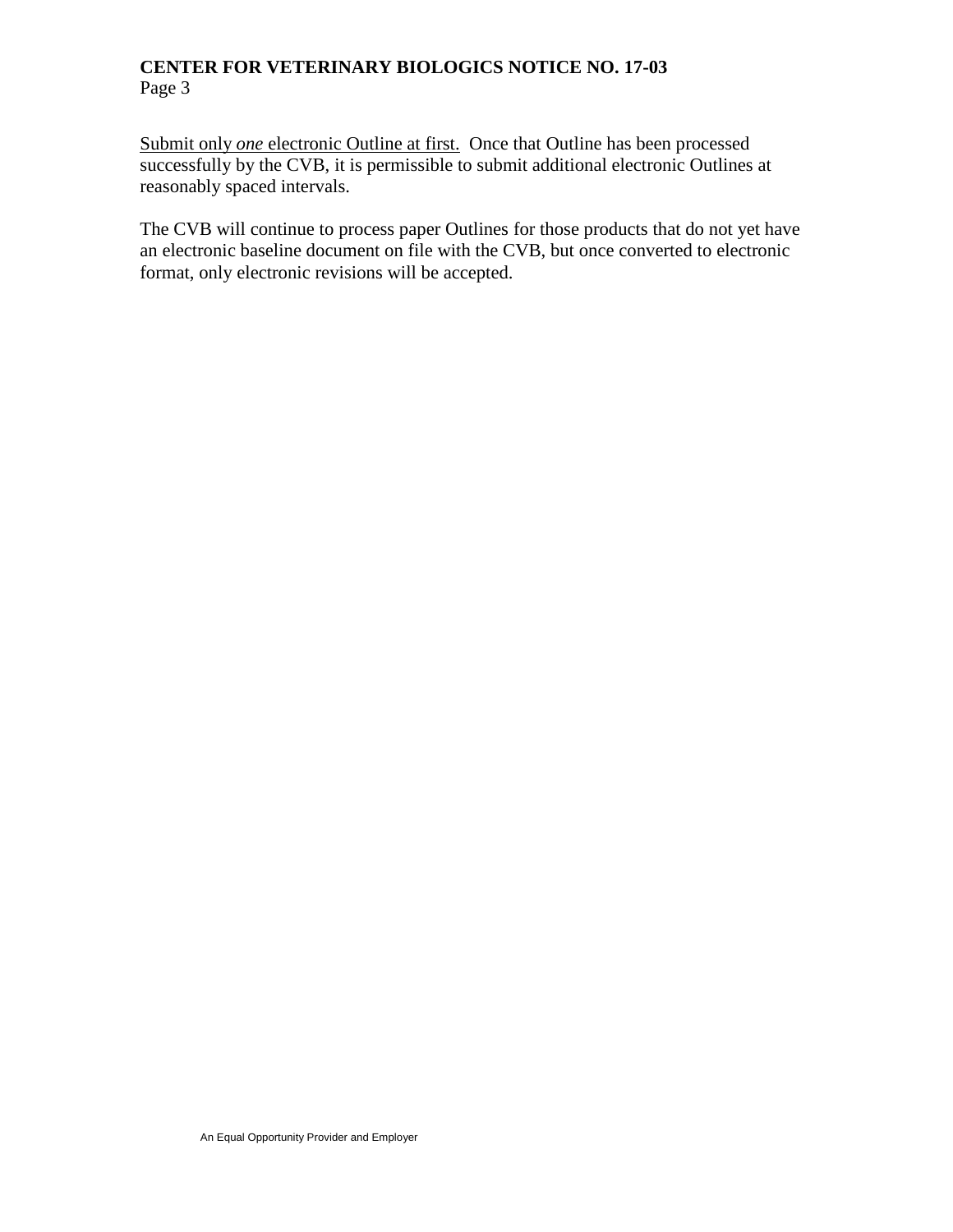Submit only *one* electronic Outline at first. Once that Outline has been processed successfully by the CVB, it is permissible to submit additional electronic Outlines at reasonably spaced intervals.

The CVB will continue to process paper Outlines for those products that do not yet have an electronic baseline document on file with the CVB, but once converted to electronic format, only electronic revisions will be accepted.